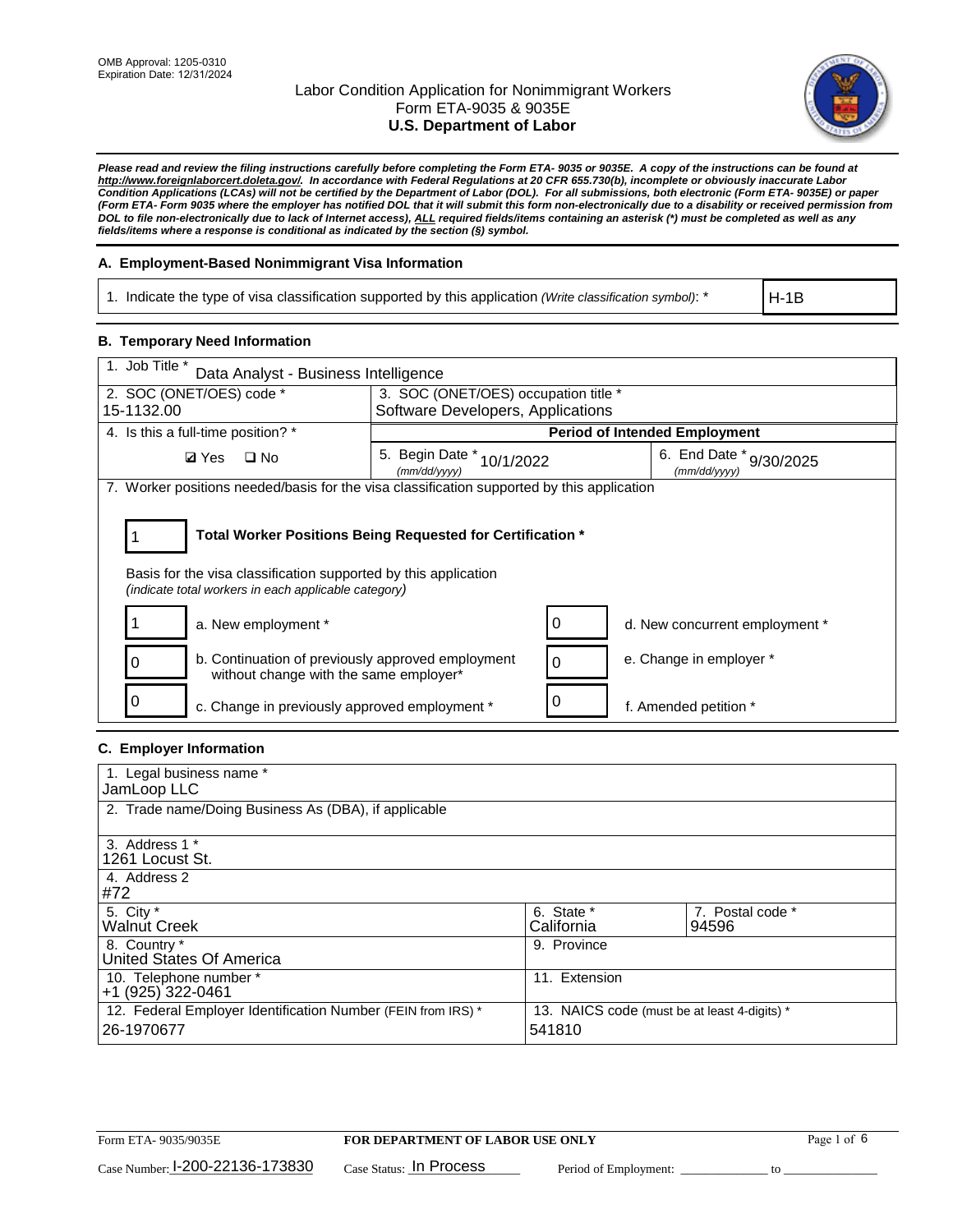OMB Approval: 1205-0310
Expiration Date: 12/31/2024

# Labor Condition Application for Nonimmigrant Workers
## Form ETA-9035 & 9035E
## U.S. Department of Labor

***Please read and review the filing instructions carefully before completing the Form ETA- 9035 or 9035E. A copy of the instructions can be found at http://www.foreignlaborcert.doleta.gov/. In accordance with Federal Regulations at 20 CFR 655.730(b), incomplete or obviously inaccurate Labor Condition Applications (LCAs) will not be certified by the Department of Labor (DOL). For all submissions, both electronic (Form ETA- 9035E) or paper (Form ETA- Form 9035 where the employer has notified DOL that it will submit this form non-electronically due to a disability or received permission from DOL to file non-electronically due to lack of Internet access), ALL required fields/items containing an asterisk (*) must be completed as well as any fields/items where a response is conditional as indicated by the section (§) symbol.***

### A. Employment-Based Nonimmigrant Visa Information

| 1. Indicate the type of visa classification supported by this application *(Write classification symbol)*: * | H-1B |
|---|---|

### B. Temporary Need Information

| 1. Job Title * Data Analyst - Business Intelligence | | |
|---|---|---|
| 2. SOC (ONET/OES) code * 15-1132.00 | 3. SOC (ONET/OES) occupation title * Software Developers, Applications | |
| 4. Is this a full-time position? * | Period of Intended Employment | |
| ☑ Yes ☐ No | 5. Begin Date * *(mm/dd/yyyy)* 10/1/2022 | 6. End Date * *(mm/dd/yyyy)* 9/30/2025 |

7. Worker positions needed/basis for the visa classification supported by this application

**1 — Total Worker Positions Being Requested for Certification \***

Basis for the visa classification supported by this application
*(indicate total workers in each applicable category)*

| Count | Category | Count | Category |
|---|---|---|---|
| 1 | a. New employment * | 0 | d. New concurrent employment * |
| 0 | b. Continuation of previously approved employment without change with the same employer* | 0 | e. Change in employer * |
| 0 | c. Change in previously approved employment * | 0 | f. Amended petition * |

### C. Employer Information

| 1. Legal business name * JamLoop LLC | | |
|---|---|---|
| 2. Trade name/Doing Business As (DBA), if applicable | | |
| 3. Address 1 * 1261 Locust St. | | |
| 4. Address 2 #72 | | |
| 5. City * Walnut Creek | 6. State * California | 7. Postal code * 94596 |
| 8. Country * United States Of America | 9. Province | |
| 10. Telephone number * +1 (925) 322-0461 | 11. Extension | |
| 12. Federal Employer Identification Number (FEIN from IRS) * 26-1970677 | 13. NAICS code (must be at least 4-digits) * 541810 | |

Form ETA- 9035/9035E — **FOR DEPARTMENT OF LABOR USE ONLY**

Case Number: I-200-22136-173830 Case Status: In Process Period of Employment: _____________ to _____________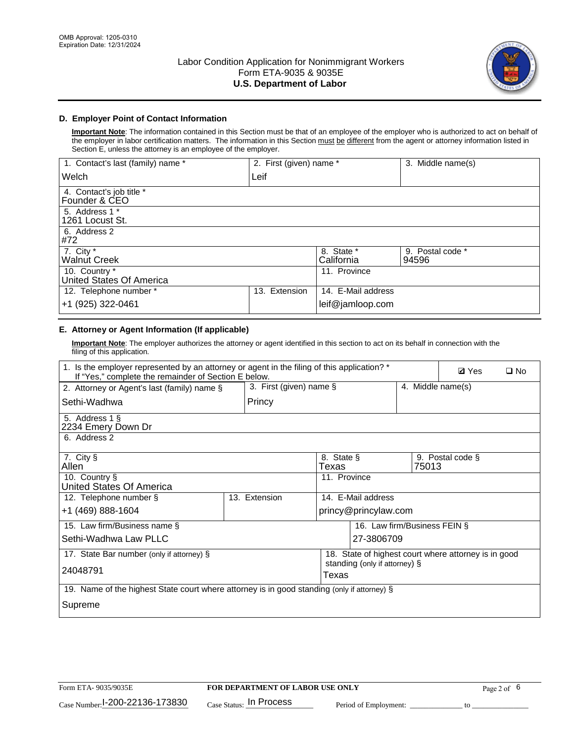OMB Approval: 1205-0310
Expiration Date: 12/31/2024

# Labor Condition Application for Nonimmigrant Workers
# Form ETA-9035 & 9035E
# U.S. Department of Labor

## D. Employer Point of Contact Information

**Important Note**: The information contained in this Section must be that of an employee of the employer who is authorized to act on behalf of the employer in labor certification matters. The information in this Section must be different from the agent or attorney information listed in Section E, unless the attorney is an employee of the employer.

| 1. Contact's last (family) name * | 2. First (given) name * | 3. Middle name(s) |
|---|---|---|
| Welch | Leif | |
| 4. Contact's job title * Founder & CEO | | |
| 5. Address 1 * 1261 Locust St. | | |
| 6. Address 2 #72 | | |
| 7. City * Walnut Creek | 8. State * California | 9. Postal code * 94596 |
| 10. Country * United States Of America | 11. Province | |
| 12. Telephone number * +1 (925) 322-0461 | 13. Extension | 14. E-Mail address leif@jamloop.com |

## E. Attorney or Agent Information (If applicable)

**Important Note**: The employer authorizes the attorney or agent identified in this section to act on its behalf in connection with the filing of this application.

| 1. Is the employer represented by an attorney or agent in the filing of this application? * If "Yes," complete the remainder of Section E below. | | ☑ Yes ☐ No |
|---|---|---|
| 2. Attorney or Agent's last (family) name § Sethi-Wadhwa | 3. First (given) name § Princy | 4. Middle name(s) |
| 5. Address 1 § 2234 Emery Down Dr | | |
| 6. Address 2 | | |
| 7. City § Allen | 8. State § Texas | 9. Postal code § 75013 |
| 10. Country § United States Of America | 11. Province | |
| 12. Telephone number § +1 (469) 888-1604 | 13. Extension | 14. E-Mail address princy@princylaw.com |
| 15. Law firm/Business name § Sethi-Wadhwa Law PLLC | | 16. Law firm/Business FEIN § 27-3806709 |
| 17. State Bar number (only if attorney) § 24048791 | | 18. State of highest court where attorney is in good standing (only if attorney) § Texas |
| 19. Name of the highest State court where attorney is in good standing (only if attorney) § Supreme | | |

Form ETA- 9035/9035E | FOR DEPARTMENT OF LABOR USE ONLY
Case Number: I-200-22136-173830 Case Status: In Process Period of Employment: \_\_\_\_\_\_ to \_\_\_\_\_\_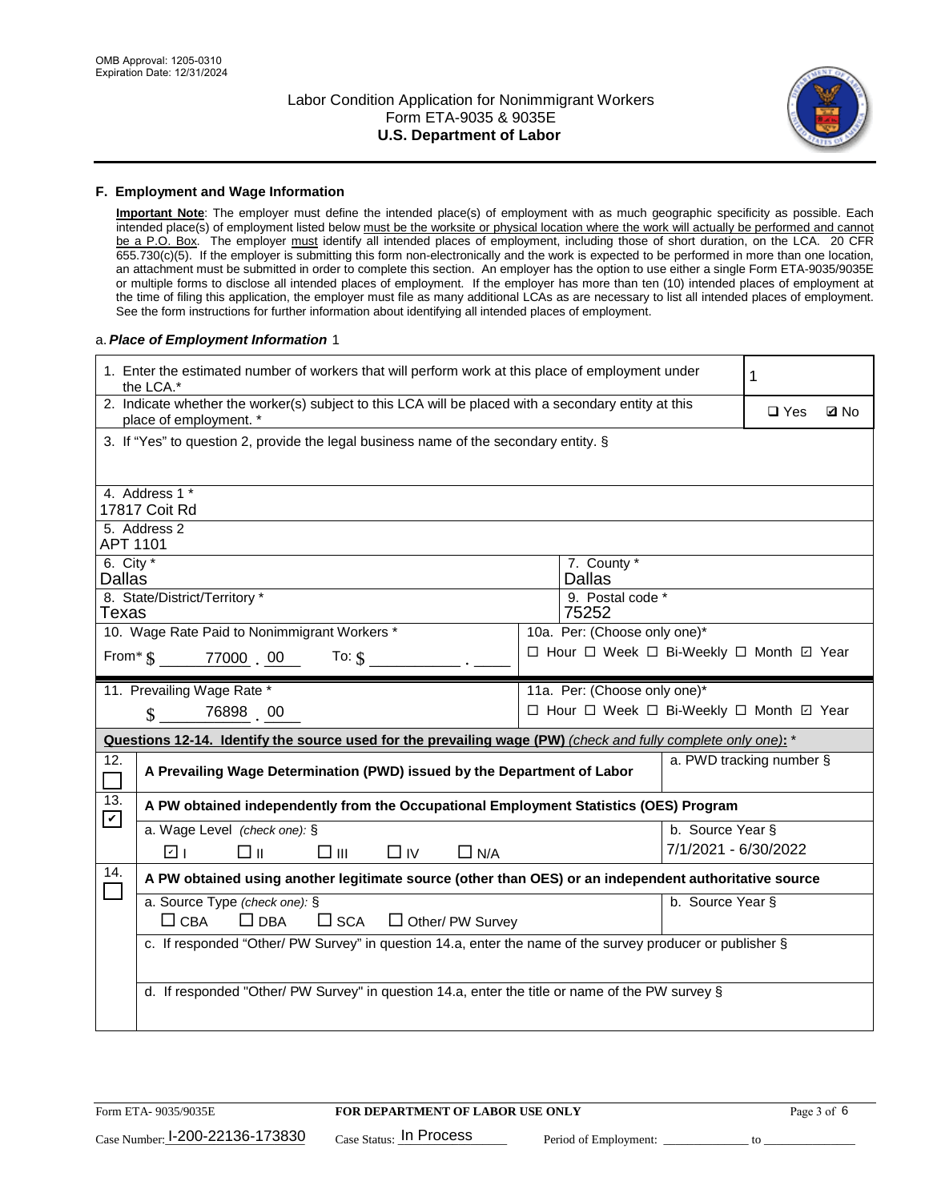### F. Employment and Wage Information

**Important Note**: The employer must define the intended place(s) of employment with as much geographic specificity as possible. Each intended place(s) of employment listed below must be the worksite or physical location where the work will actually be performed and cannot be a P.O. Box. The employer must identify all intended places of employment, including those of short duration, on the LCA. 20 CFR 655.730(c)(5). If the employer is submitting this form non-electronically and the work is expected to be performed in more than one location, an attachment must be submitted in order to complete this section. An employer has the option to use either a single Form ETA-9035/9035E or multiple forms to disclose all intended places of employment. If the employer has more than ten (10) intended places of employment at the time of filing this application, the employer must file as many additional LCAs as are necessary to list all intended places of employment. See the form instructions for further information about identifying all intended places of employment.

a. *Place of Employment Information* 1

| | |
|---|---|
| 1. Enter the estimated number of workers that will perform work at this place of employment under the LCA.* | 1 |
| 2. Indicate whether the worker(s) subject to this LCA will be placed with a secondary entity at this place of employment. * | ☐ Yes ☑ No |
| 3. If "Yes" to question 2, provide the legal business name of the secondary entity. § | |
| 4. Address 1 * 17817 Coit Rd | |
| 5. Address 2 APT 1101 | |
| 6. City * Dallas | 7. County * Dallas |
| 8. State/District/Territory * Texas | 9. Postal code * 75252 |
| 10. Wage Rate Paid to Nonimmigrant Workers * From* $ 77000 . 00 To: $ ________ . ____ | 10a. Per: (Choose only one)* ☐ Hour ☐ Week ☐ Bi-Weekly ☐ Month ☑ Year |
| 11. Prevailing Wage Rate * $ 76898 . 00 | 11a. Per: (Choose only one)* ☐ Hour ☐ Week ☐ Bi-Weekly ☐ Month ☑ Year |

**Questions 12-14. Identify the source used for the prevailing wage (PW)** *(check and fully complete only one)*: *

| | | |
|---|---|---|
| 12. ☐ | **A Prevailing Wage Determination (PWD) issued by the Department of Labor** | a. PWD tracking number § |
| 13. ☑ | **A PW obtained independently from the Occupational Employment Statistics (OES) Program** | |
| | a. Wage Level *(check one):* § ☑ I ☐ II ☐ III ☐ IV ☐ N/A | b. Source Year § 7/1/2021 - 6/30/2022 |
| 14. ☐ | **A PW obtained using another legitimate source (other than OES) or an independent authoritative source** | |
| | a. Source Type *(check one):* § ☐ CBA ☐ DBA ☐ SCA ☐ Other/ PW Survey | b. Source Year § |
| | c. If responded "Other/ PW Survey" in question 14.a, enter the name of the survey producer or publisher § | |
| | d. If responded "Other/ PW Survey" in question 14.a, enter the title or name of the PW survey § | |

Form ETA- 9035/9035E | **FOR DEPARTMENT OF LABOR USE ONLY**

Case Number: I-200-22136-173830 Case Status: In Process Period of Employment: ____________ to ____________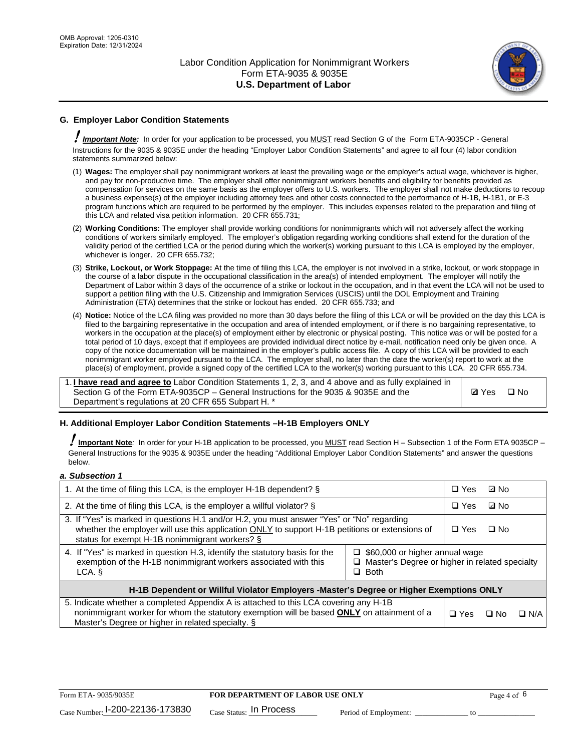## G. Employer Labor Condition Statements

**! *Important Note:*** In order for your application to be processed, you MUST read Section G of the Form ETA-9035CP - General Instructions for the 9035 & 9035E under the heading "Employer Labor Condition Statements" and agree to all four (4) labor condition statements summarized below:

(1) **Wages:** The employer shall pay nonimmigrant workers at least the prevailing wage or the employer's actual wage, whichever is higher, and pay for non-productive time. The employer shall offer nonimmigrant workers benefits and eligibility for benefits provided as compensation for services on the same basis as the employer offers to U.S. workers. The employer shall not make deductions to recoup a business expense(s) of the employer including attorney fees and other costs connected to the performance of H-1B, H-1B1, or E-3 program functions which are required to be performed by the employer. This includes expenses related to the preparation and filing of this LCA and related visa petition information. 20 CFR 655.731;

(2) **Working Conditions:** The employer shall provide working conditions for nonimmigrants which will not adversely affect the working conditions of workers similarly employed. The employer's obligation regarding working conditions shall extend for the duration of the validity period of the certified LCA or the period during which the worker(s) working pursuant to this LCA is employed by the employer, whichever is longer. 20 CFR 655.732;

(3) **Strike, Lockout, or Work Stoppage:** At the time of filing this LCA, the employer is not involved in a strike, lockout, or work stoppage in the course of a labor dispute in the occupational classification in the area(s) of intended employment. The employer will notify the Department of Labor within 3 days of the occurrence of a strike or lockout in the occupation, and in that event the LCA will not be used to support a petition filing with the U.S. Citizenship and Immigration Services (USCIS) until the DOL Employment and Training Administration (ETA) determines that the strike or lockout has ended. 20 CFR 655.733; and

(4) **Notice:** Notice of the LCA filing was provided no more than 30 days before the filing of this LCA or will be provided on the day this LCA is filed to the bargaining representative in the occupation and area of intended employment, or if there is no bargaining representative, to workers in the occupation at the place(s) of employment either by electronic or physical posting. This notice was or will be posted for a total period of 10 days, except that if employees are provided individual direct notice by e-mail, notification need only be given once. A copy of the notice documentation will be maintained in the employer's public access file. A copy of this LCA will be provided to each nonimmigrant worker employed pursuant to the LCA. The employer shall, no later than the date the worker(s) report to work at the place(s) of employment, provide a signed copy of the certified LCA to the worker(s) working pursuant to this LCA. 20 CFR 655.734.

| | |
|---|---|
| 1. **I have read and agree to** Labor Condition Statements 1, 2, 3, and 4 above and as fully explained in Section G of the Form ETA-9035CP – General Instructions for the 9035 & 9035E and the Department's regulations at 20 CFR 655 Subpart H. * | ☑ Yes ☐ No |

## H. Additional Employer Labor Condition Statements –H-1B Employers ONLY

**! Important Note**: In order for your H-1B application to be processed, you MUST read Section H – Subsection 1 of the Form ETA 9035CP – General Instructions for the 9035 & 9035E under the heading "Additional Employer Labor Condition Statements" and answer the questions below.

***a. Subsection 1***

| | |
|---|---|
| 1. At the time of filing this LCA, is the employer H-1B dependent? § | ☐ Yes ☑ No |
| 2. At the time of filing this LCA, is the employer a willful violator? § | ☐ Yes ☑ No |
| 3. If "Yes" is marked in questions H.1 and/or H.2, you must answer "Yes" or "No" regarding whether the employer will use this application ONLY to support H-1B petitions or extensions of status for exempt H-1B nonimmigrant workers? § | ☐ Yes ☐ No |
| 4. If "Yes" is marked in question H.3, identify the statutory basis for the exemption of the H-1B nonimmigrant workers associated with this LCA. § | ☐ $60,000 or higher annual wage<br>☐ Master's Degree or higher in related specialty<br>☐ Both |
| **H-1B Dependent or Willful Violator Employers -Master's Degree or Higher Exemptions ONLY** | |
| 5. Indicate whether a completed Appendix A is attached to this LCA covering any H-1B nonimmigrant worker for whom the statutory exemption will be based **ONLY** on attainment of a Master's Degree or higher in related specialty. § | ☐ Yes ☐ No ☐ N/A |

Case Number: I-200-22136-173830 Case Status: In Process Period of Employment: _____________ to _____________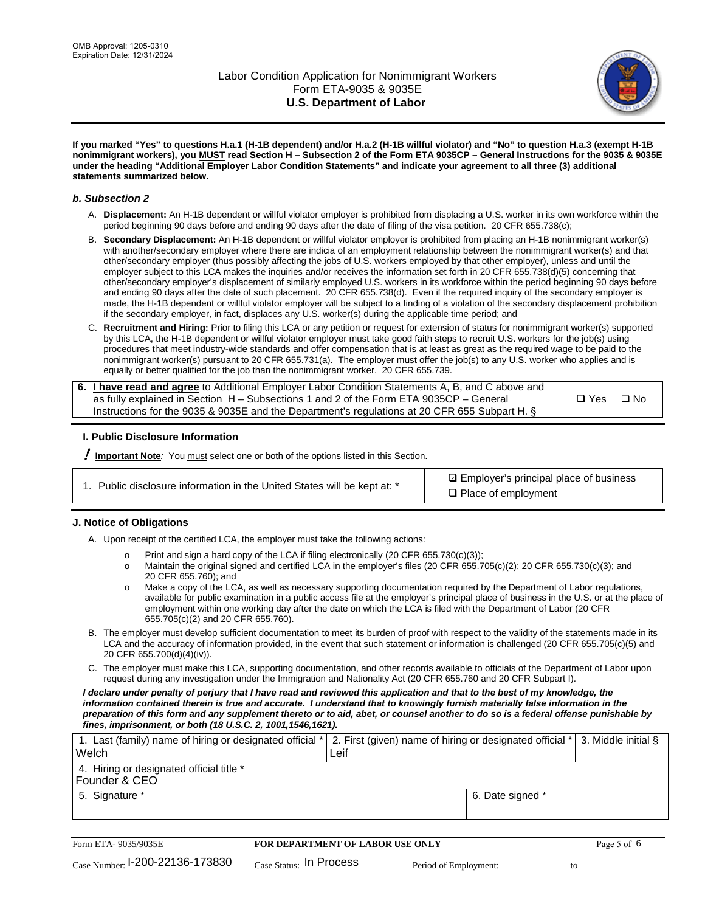**If you marked "Yes" to questions H.a.1 (H-1B dependent) and/or H.a.2 (H-1B willful violator) and "No" to question H.a.3 (exempt H-1B nonimmigrant workers), you MUST read Section H – Subsection 2 of the Form ETA 9035CP – General Instructions for the 9035 & 9035E under the heading "Additional Employer Labor Condition Statements" and indicate your agreement to all three (3) additional statements summarized below.**

### *b. Subsection 2*

A. **Displacement:** An H-1B dependent or willful violator employer is prohibited from displacing a U.S. worker in its own workforce within the period beginning 90 days before and ending 90 days after the date of filing of the visa petition. 20 CFR 655.738(c);

B. **Secondary Displacement:** An H-1B dependent or willful violator employer is prohibited from placing an H-1B nonimmigrant worker(s) with another/secondary employer where there are indicia of an employment relationship between the nonimmigrant worker(s) and that other/secondary employer (thus possibly affecting the jobs of U.S. workers employed by that other employer), unless and until the employer subject to this LCA makes the inquiries and/or receives the information set forth in 20 CFR 655.738(d)(5) concerning that other/secondary employer's displacement of similarly employed U.S. workers in its workforce within the period beginning 90 days before and ending 90 days after the date of such placement. 20 CFR 655.738(d). Even if the required inquiry of the secondary employer is made, the H-1B dependent or willful violator employer will be subject to a finding of a violation of the secondary displacement prohibition if the secondary employer, in fact, displaces any U.S. worker(s) during the applicable time period; and

C. **Recruitment and Hiring:** Prior to filing this LCA or any petition or request for extension of status for nonimmigrant worker(s) supported by this LCA, the H-1B dependent or willful violator employer must take good faith steps to recruit U.S. workers for the job(s) using procedures that meet industry-wide standards and offer compensation that is at least as great as the required wage to be paid to the nonimmigrant worker(s) pursuant to 20 CFR 655.731(a). The employer must offer the job(s) to any U.S. worker who applies and is equally or better qualified for the job than the nonimmigrant worker. 20 CFR 655.739.

| 6. **I have read and agree** to Additional Employer Labor Condition Statements A, B, and C above and as fully explained in Section H – Subsections 1 and 2 of the Form ETA 9035CP – General Instructions for the 9035 & 9035E and the Department's regulations at 20 CFR 655 Subpart H. § | ❑ Yes ❑ No |
|---|---|

## I. Public Disclosure Information

**! Important Note**: You must select one or both of the options listed in this Section.

| 1. Public disclosure information in the United States will be kept at: * | ☑ Employer's principal place of business<br>❑ Place of employment |
|---|---|

## J. Notice of Obligations

A. Upon receipt of the certified LCA, the employer must take the following actions:

- Print and sign a hard copy of the LCA if filing electronically (20 CFR 655.730(c)(3));
- Maintain the original signed and certified LCA in the employer's files (20 CFR 655.705(c)(2); 20 CFR 655.730(c)(3); and 20 CFR 655.760); and
- Make a copy of the LCA, as well as necessary supporting documentation required by the Department of Labor regulations, available for public examination in a public access file at the employer's principal place of business in the U.S. or at the place of employment within one working day after the date on which the LCA is filed with the Department of Labor (20 CFR 655.705(c)(2) and 20 CFR 655.760).

B. The employer must develop sufficient documentation to meet its burden of proof with respect to the validity of the statements made in its LCA and the accuracy of information provided, in the event that such statement or information is challenged (20 CFR 655.705(c)(5) and 20 CFR 655.700(d)(4)(iv)).

C. The employer must make this LCA, supporting documentation, and other records available to officials of the Department of Labor upon request during any investigation under the Immigration and Nationality Act (20 CFR 655.760 and 20 CFR Subpart I).

***I declare under penalty of perjury that I have read and reviewed this application and that to the best of my knowledge, the information contained therein is true and accurate. I understand that to knowingly furnish materially false information in the preparation of this form and any supplement thereto or to aid, abet, or counsel another to do so is a federal offense punishable by fines, imprisonment, or both (18 U.S.C. 2, 1001,1546,1621).***

| 1. Last (family) name of hiring or designated official *<br>Welch | 2. First (given) name of hiring or designated official *<br>Leif | 3. Middle initial § |
|---|---|---|
| 4. Hiring or designated official title *<br>Founder & CEO | | |
| 5. Signature * | 6. Date signed * | |

| Form ETA- 9035/9035E | **FOR DEPARTMENT OF LABOR USE ONLY** | |
|---|---|---|
| Case Number: I-200-22136-173830 | Case Status: In Process | Period of Employment: _____________ to _____________ |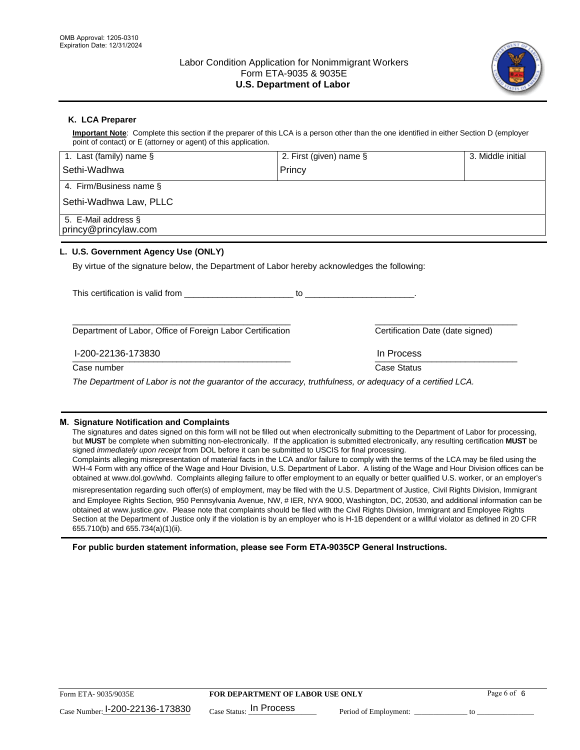OMB Approval: 1205-0310
Expiration Date: 12/31/2024

# Labor Condition Application for Nonimmigrant Workers
## Form ETA-9035 & 9035E
## **U.S. Department of Labor**

### K. LCA Preparer

**Important Note**: Complete this section if the preparer of this LCA is a person other than the one identified in either Section D (employer point of contact) or E (attorney or agent) of this application.

| 1. Last (family) name § | 2. First (given) name § | 3. Middle initial |
|---|---|---|
| Sethi-Wadhwa | Princy | |
| 4. Firm/Business name § | | |
| Sethi-Wadhwa Law, PLLC | | |
| 5. E-Mail address § | | |
| princy@princylaw.com | | |

### L. U.S. Government Agency Use (ONLY)

By virtue of the signature below, the Department of Labor hereby acknowledges the following:

This certification is valid from ______________________ to ______________________.

______________________________________________
Department of Labor, Office of Foreign Labor Certification

______________________________
Certification Date (date signed)

I-200-22136-173830
Case number

In Process
Case Status

*The Department of Labor is not the guarantor of the accuracy, truthfulness, or adequacy of a certified LCA.*

### M. Signature Notification and Complaints

The signatures and dates signed on this form will not be filled out when electronically submitting to the Department of Labor for processing, but **MUST** be complete when submitting non-electronically. If the application is submitted electronically, any resulting certification **MUST** be signed *immediately upon receipt* from DOL before it can be submitted to USCIS for final processing.

Complaints alleging misrepresentation of material facts in the LCA and/or failure to comply with the terms of the LCA may be filed using the WH-4 Form with any office of the Wage and Hour Division, U.S. Department of Labor. A listing of the Wage and Hour Division offices can be obtained at www.dol.gov/whd. Complaints alleging failure to offer employment to an equally or better qualified U.S. worker, or an employer's misrepresentation regarding such offer(s) of employment, may be filed with the U.S. Department of Justice, Civil Rights Division, Immigrant and Employee Rights Section, 950 Pennsylvania Avenue, NW, # IER, NYA 9000, Washington, DC, 20530, and additional information can be obtained at www.justice.gov. Please note that complaints should be filed with the Civil Rights Division, Immigrant and Employee Rights Section at the Department of Justice only if the violation is by an employer who is H-1B dependent or a willful violator as defined in 20 CFR 655.710(b) and 655.734(a)(1)(ii).

**For public burden statement information, please see Form ETA-9035CP General Instructions.**

Form ETA- 9035/9035E | **FOR DEPARTMENT OF LABOR USE ONLY**

Case Number: I-200-22136-173830 Case Status: In Process Period of Employment: ______________ to ______________